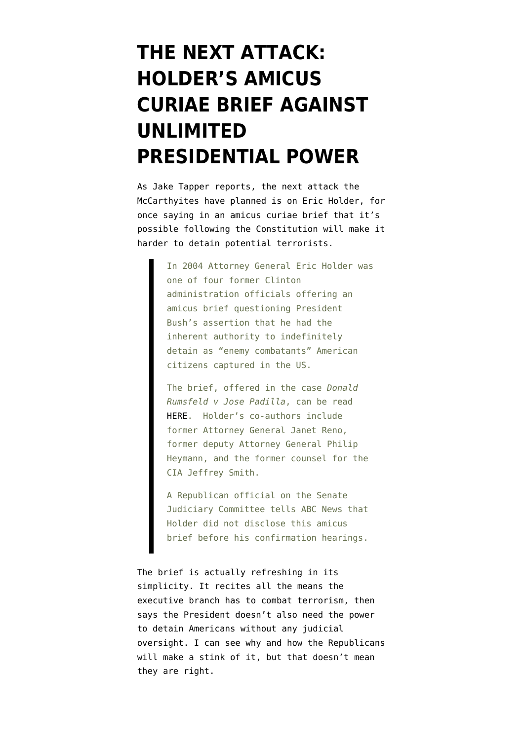# THE NEXT ATTACK: HOLDER'S AMICUS CURIAE BRIEF AGAINST UNLIMITED PRESIDENTIAL POWER

As Jake Tapper reports, the next attack the McCarthyites have planned is on Eric Holder, for once saying in an amicus curiae brief that it's possible following the Constitution will make it harder to detain potential terrorists.

> In 2004 Attorney General Eric Holder was one of four former Clinton administration officials offering an amicus brief questioning President Bush's assertion that he had the inherent authority to indefinitely detain as "enemy combatants" American citizens captured in the US.
>
> The brief, offered in the case *Donald Rumsfeld v Jose Padilla*, can be read HERE. Holder's co-authors include former Attorney General Janet Reno, former deputy Attorney General Philip Heymann, and the former counsel for the CIA Jeffrey Smith.
>
> A Republican official on the Senate Judiciary Committee tells ABC News that Holder did not disclose this amicus brief before his confirmation hearings.

The brief is actually refreshing in its simplicity. It recites all the means the executive branch has to combat terrorism, then says the President doesn't also need the power to detain Americans without any judicial oversight. I can see why and how the Republicans will make a stink of it, but that doesn't mean they are right.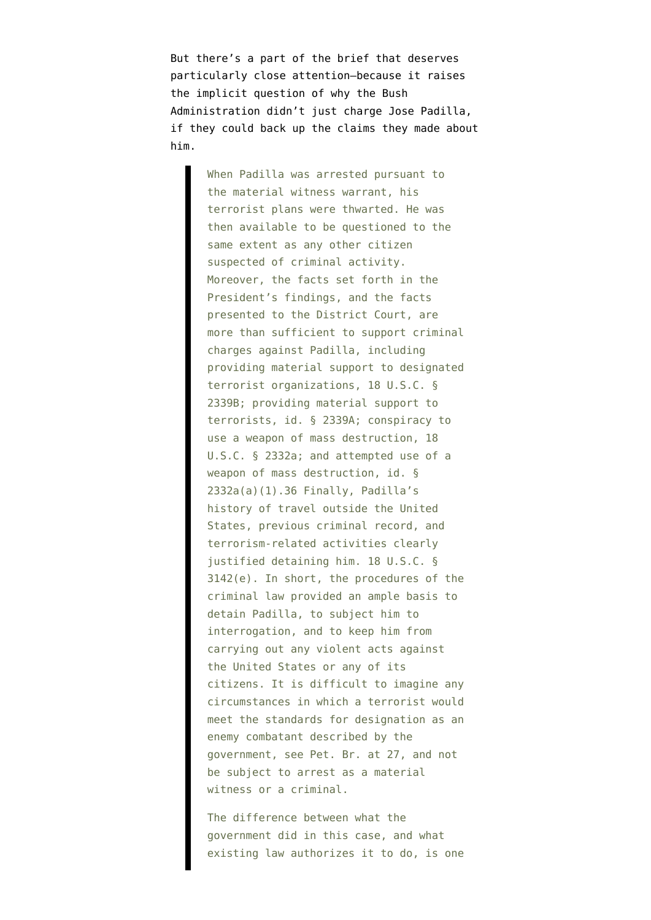But there's a part of the brief that deserves particularly close attention–because it raises the implicit question of why the Bush Administration didn't just charge Jose Padilla, if they could back up the claims they made about him.

> When Padilla was arrested pursuant to the material witness warrant, his terrorist plans were thwarted. He was then available to be questioned to the same extent as any other citizen suspected of criminal activity. Moreover, the facts set forth in the President's findings, and the facts presented to the District Court, are more than sufficient to support criminal charges against Padilla, including providing material support to designated terrorist organizations, 18 U.S.C. § 2339B; providing material support to terrorists, id. § 2339A; conspiracy to use a weapon of mass destruction, 18 U.S.C. § 2332a; and attempted use of a weapon of mass destruction, id. § 2332a(a)(1).36 Finally, Padilla's history of travel outside the United States, previous criminal record, and terrorism-related activities clearly justified detaining him. 18 U.S.C. § 3142(e). In short, the procedures of the criminal law provided an ample basis to detain Padilla, to subject him to interrogation, and to keep him from carrying out any violent acts against the United States or any of its citizens. It is difficult to imagine any circumstances in which a terrorist would meet the standards for designation as an enemy combatant described by the government, see Pet. Br. at 27, and not be subject to arrest as a material witness or a criminal.
>
> The difference between what the government did in this case, and what existing law authorizes it to do, is one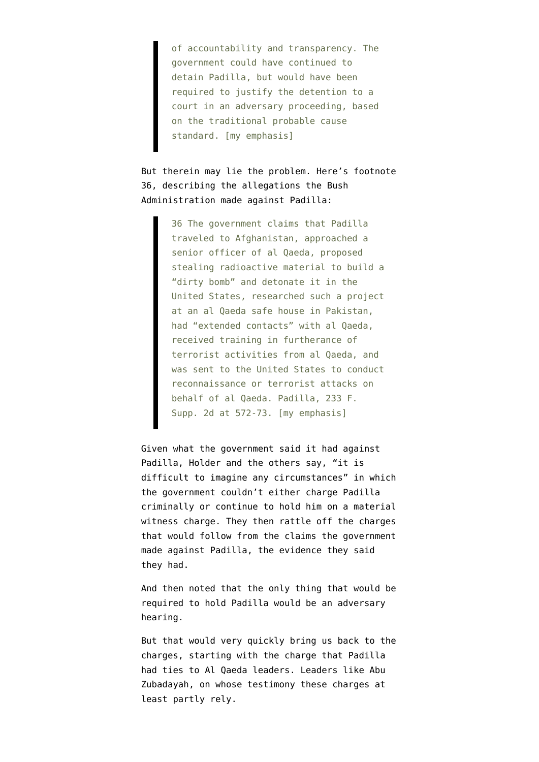> of accountability and transparency. The government could have continued to detain Padilla, but would have been required to justify the detention to a court in an adversary proceeding, based on the traditional probable cause standard. [my emphasis]

But therein may lie the problem. Here's footnote 36, describing the allegations the Bush Administration made against Padilla:

> 36 The government claims that Padilla traveled to Afghanistan, approached a senior officer of al Qaeda, proposed stealing radioactive material to build a "dirty bomb" and detonate it in the United States, researched such a project at an al Qaeda safe house in Pakistan, had "extended contacts" with al Qaeda, received training in furtherance of terrorist activities from al Qaeda, and was sent to the United States to conduct reconnaissance or terrorist attacks on behalf of al Qaeda. Padilla, 233 F. Supp. 2d at 572-73. [my emphasis]

Given what the government said it had against Padilla, Holder and the others say, "it is difficult to imagine any circumstances" in which the government couldn't either charge Padilla criminally or continue to hold him on a material witness charge. They then rattle off the charges that would follow from the claims the government made against Padilla, the evidence they said they had.

And then noted that the only thing that would be required to hold Padilla would be an adversary hearing.

But that would very quickly bring us back to the charges, starting with the charge that Padilla had ties to Al Qaeda leaders. Leaders like Abu Zubadayah, on whose testimony these charges at least partly rely.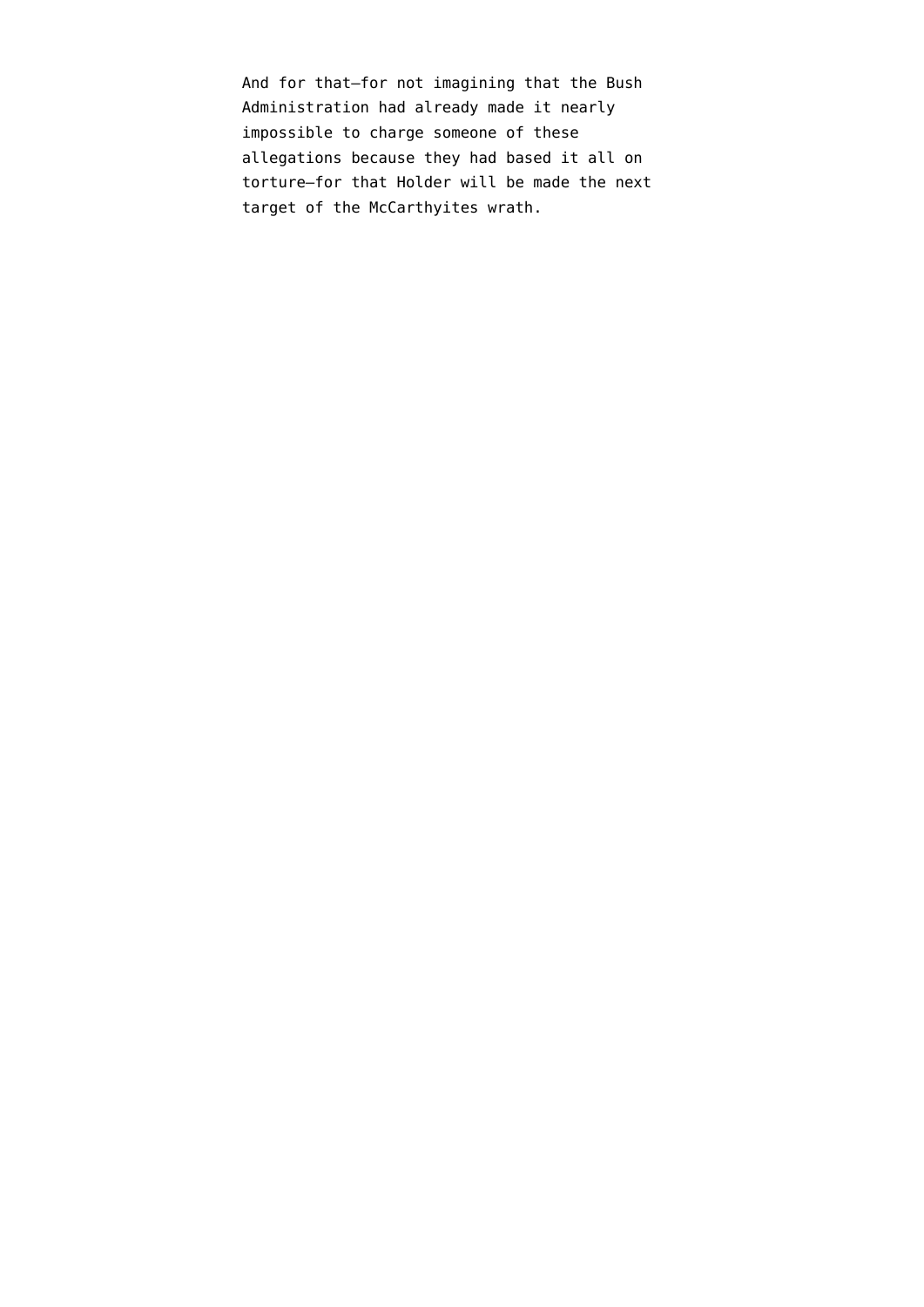And for that—for not imagining that the Bush Administration had already made it nearly impossible to charge someone of these allegations because they had based it all on torture—for that Holder will be made the next target of the McCarthyites wrath.